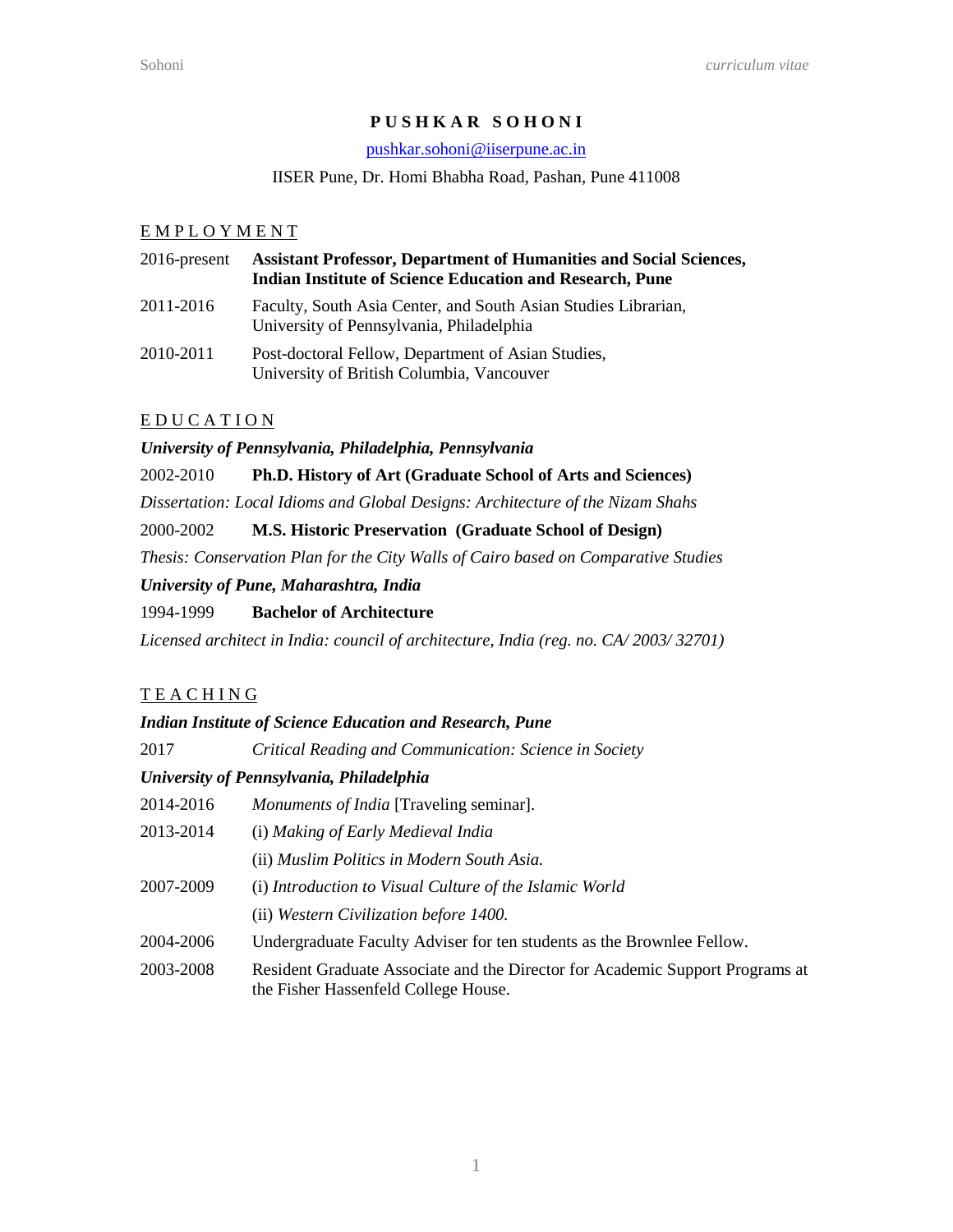# PUSHKAR SOHONI

pushkar.sohoni@iiserpune.ac.in

IISER Pune, Dr. Homi Bhabha Road, Pashan, Pune 411008

## EMPLOYMENT

2016-present **Assistant Professor, Department of Humanities and Social Sciences, Indian Institute of Science Education and Research, Pune**

2011-2016 Faculty, South Asia Center, and South Asian Studies Librarian, University of Pennsylvania, Philadelphia

2010-2011 Post-doctoral Fellow, Department of Asian Studies, University of British Columbia, Vancouver

## EDUCATION

***University of Pennsylvania, Philadelphia, Pennsylvania***

2002-2010 **Ph.D. History of Art (Graduate School of Arts and Sciences)**

*Dissertation: Local Idioms and Global Designs: Architecture of the Nizam Shahs*

2000-2002 **M.S. Historic Preservation (Graduate School of Design)**

*Thesis: Conservation Plan for the City Walls of Cairo based on Comparative Studies*

***University of Pune, Maharashtra, India***

1994-1999 **Bachelor of Architecture**

*Licensed architect in India: council of architecture, India (reg. no. CA/ 2003/ 32701)*

## TEACHING

***Indian Institute of Science Education and Research, Pune***

2017 *Critical Reading and Communication: Science in Society*

***University of Pennsylvania, Philadelphia***

2014-2016 *Monuments of India* [Traveling seminar].

2013-2014 (i) *Making of Early Medieval India*

(ii) *Muslim Politics in Modern South Asia.*

2007-2009 (i) *Introduction to Visual Culture of the Islamic World*

(ii) *Western Civilization before 1400.*

2004-2006 Undergraduate Faculty Adviser for ten students as the Brownlee Fellow.

2003-2008 Resident Graduate Associate and the Director for Academic Support Programs at the Fisher Hassenfeld College House.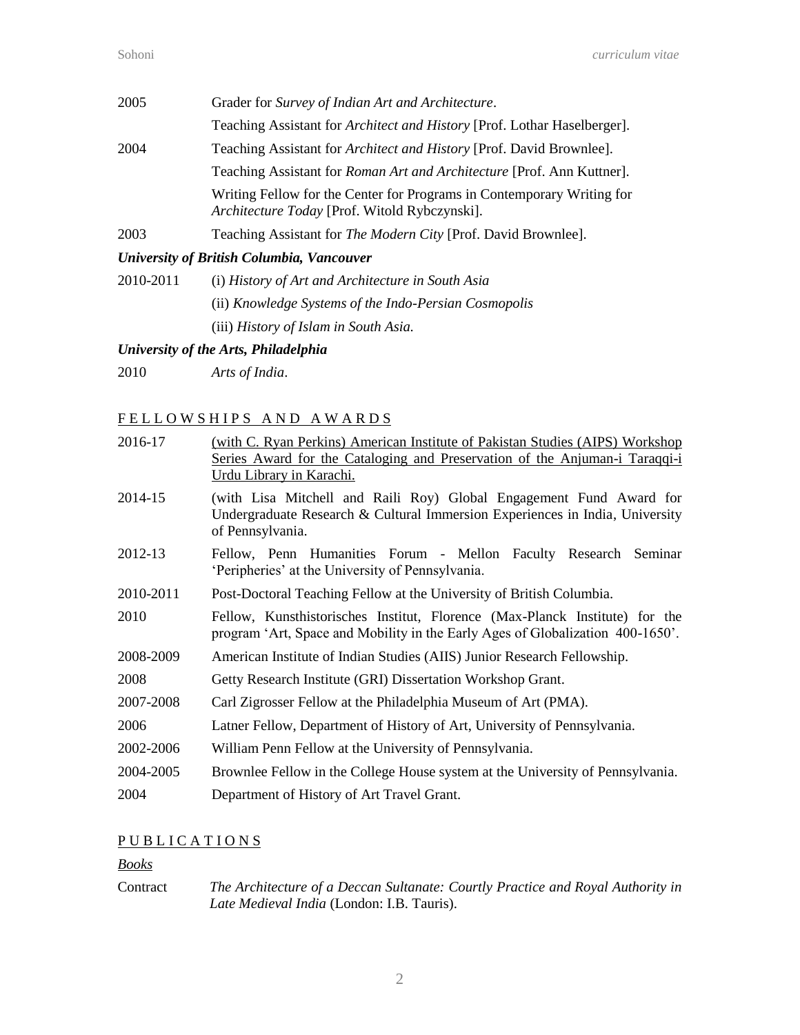| | |
|---|---|
| 2005 | Grader for *Survey of Indian Art and Architecture*. |
| | Teaching Assistant for *Architect and History* [Prof. Lothar Haselberger]. |
| 2004 | Teaching Assistant for *Architect and History* [Prof. David Brownlee]. |
| | Teaching Assistant for *Roman Art and Architecture* [Prof. Ann Kuttner]. |
| | Writing Fellow for the Center for Programs in Contemporary Writing for *Architecture Today* [Prof. Witold Rybczynski]. |
| 2003 | Teaching Assistant for *The Modern City* [Prof. David Brownlee]. |

***University of British Columbia, Vancouver***

| | |
|---|---|
| 2010-2011 | (i) *History of Art and Architecture in South Asia* |
| | (ii) *Knowledge Systems of the Indo-Persian Cosmopolis* |
| | (iii) *History of Islam in South Asia.* |

***University of the Arts, Philadelphia***

| | |
|---|---|
| 2010 | *Arts of India*. |

## FELLOWSHIPS AND AWARDS

| | |
|---|---|
| 2016-17 | (with C. Ryan Perkins) American Institute of Pakistan Studies (AIPS) Workshop Series Award for the Cataloging and Preservation of the Anjuman-i Taraqqi-i Urdu Library in Karachi. |
| 2014-15 | (with Lisa Mitchell and Raili Roy) Global Engagement Fund Award for Undergraduate Research & Cultural Immersion Experiences in India, University of Pennsylvania. |
| 2012-13 | Fellow, Penn Humanities Forum - Mellon Faculty Research Seminar 'Peripheries' at the University of Pennsylvania. |
| 2010-2011 | Post-Doctoral Teaching Fellow at the University of British Columbia. |
| 2010 | Fellow, Kunsthistorisches Institut, Florence (Max-Planck Institute) for the program 'Art, Space and Mobility in the Early Ages of Globalization 400-1650'. |
| 2008-2009 | American Institute of Indian Studies (AIIS) Junior Research Fellowship. |
| 2008 | Getty Research Institute (GRI) Dissertation Workshop Grant. |
| 2007-2008 | Carl Zigrosser Fellow at the Philadelphia Museum of Art (PMA). |
| 2006 | Latner Fellow, Department of History of Art, University of Pennsylvania. |
| 2002-2006 | William Penn Fellow at the University of Pennsylvania. |
| 2004-2005 | Brownlee Fellow in the College House system at the University of Pennsylvania. |
| 2004 | Department of History of Art Travel Grant. |

## PUBLICATIONS

*Books*

| | |
|---|---|
| Contract | *The Architecture of a Deccan Sultanate: Courtly Practice and Royal Authority in Late Medieval India* (London: I.B. Tauris). |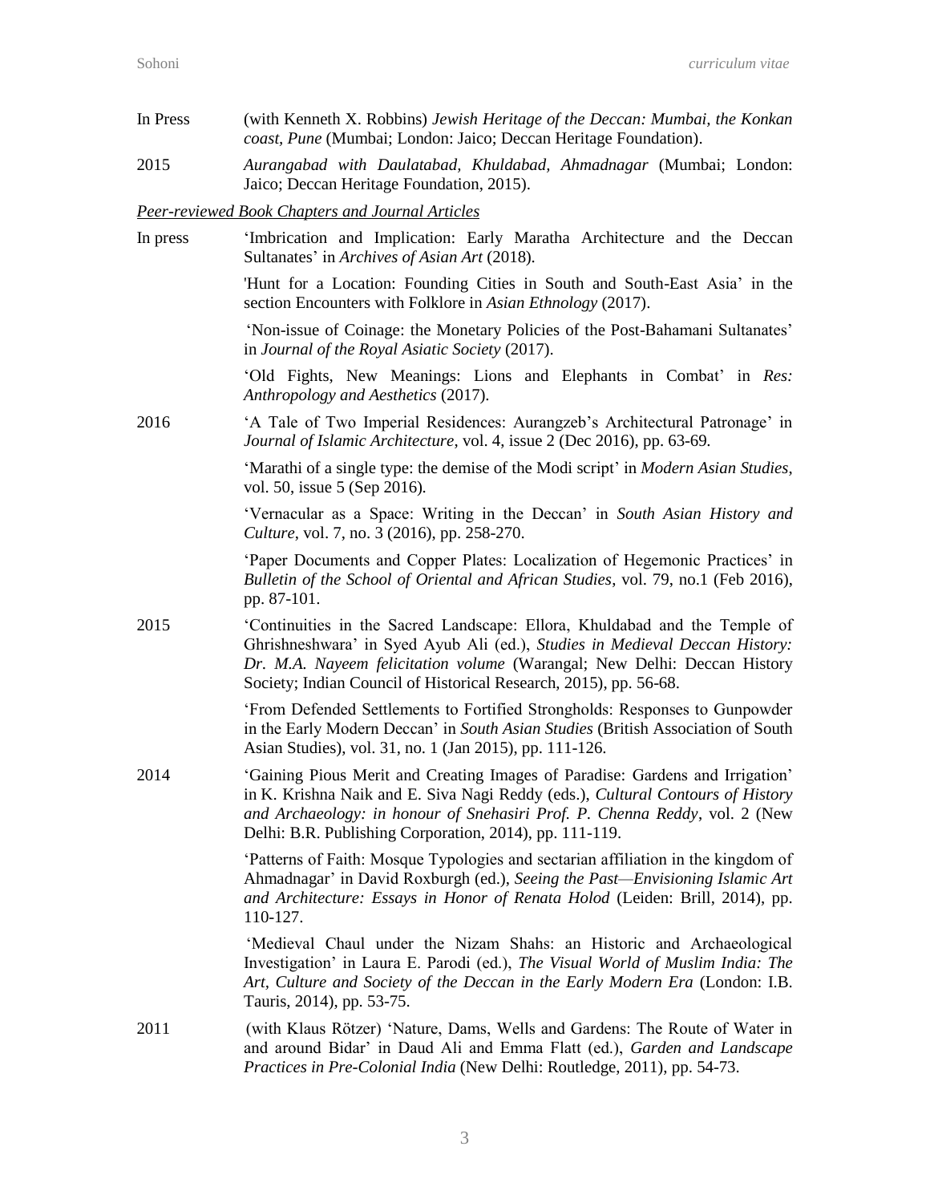In Press (with Kenneth X. Robbins) *Jewish Heritage of the Deccan: Mumbai, the Konkan coast, Pune* (Mumbai; London: Jaico; Deccan Heritage Foundation).

2015 *Aurangabad with Daulatabad, Khuldabad, Ahmadnagar* (Mumbai; London: Jaico; Deccan Heritage Foundation, 2015).

*Peer-reviewed Book Chapters and Journal Articles*

In press ‘Imbrication and Implication: Early Maratha Architecture and the Deccan Sultanates’ in *Archives of Asian Art* (2018).

'Hunt for a Location: Founding Cities in South and South-East Asia’ in the section Encounters with Folklore in *Asian Ethnology* (2017).

‘Non-issue of Coinage: the Monetary Policies of the Post-Bahamani Sultanates’ in *Journal of the Royal Asiatic Society* (2017).

‘Old Fights, New Meanings: Lions and Elephants in Combat’ in *Res: Anthropology and Aesthetics* (2017).

2016 ‘A Tale of Two Imperial Residences: Aurangzeb’s Architectural Patronage’ in *Journal of Islamic Architecture*, vol. 4, issue 2 (Dec 2016), pp. 63-69.

‘Marathi of a single type: the demise of the Modi script’ in *Modern Asian Studies*, vol. 50, issue 5 (Sep 2016).

‘Vernacular as a Space: Writing in the Deccan’ in *South Asian History and Culture*, vol. 7, no. 3 (2016), pp. 258-270.

‘Paper Documents and Copper Plates: Localization of Hegemonic Practices’ in *Bulletin of the School of Oriental and African Studies*, vol. 79, no.1 (Feb 2016), pp. 87-101.

2015 ‘Continuities in the Sacred Landscape: Ellora, Khuldabad and the Temple of Ghrishneshwara’ in Syed Ayub Ali (ed.), *Studies in Medieval Deccan History: Dr. M.A. Nayeem felicitation volume* (Warangal; New Delhi: Deccan History Society; Indian Council of Historical Research, 2015), pp. 56-68.

‘From Defended Settlements to Fortified Strongholds: Responses to Gunpowder in the Early Modern Deccan’ in *South Asian Studies* (British Association of South Asian Studies), vol. 31, no. 1 (Jan 2015), pp. 111-126.

2014 ‘Gaining Pious Merit and Creating Images of Paradise: Gardens and Irrigation’ in K. Krishna Naik and E. Siva Nagi Reddy (eds.), *Cultural Contours of History and Archaeology: in honour of Snehasiri Prof. P. Chenna Reddy*, vol. 2 (New Delhi: B.R. Publishing Corporation, 2014), pp. 111-119.

‘Patterns of Faith: Mosque Typologies and sectarian affiliation in the kingdom of Ahmadnagar’ in David Roxburgh (ed.), *Seeing the Past—Envisioning Islamic Art and Architecture: Essays in Honor of Renata Holod* (Leiden: Brill, 2014), pp. 110-127.

‘Medieval Chaul under the Nizam Shahs: an Historic and Archaeological Investigation’ in Laura E. Parodi (ed.), *The Visual World of Muslim India: The Art, Culture and Society of the Deccan in the Early Modern Era* (London: I.B. Tauris, 2014), pp. 53-75.

2011 (with Klaus Rötzer) ‘Nature, Dams, Wells and Gardens: The Route of Water in and around Bidar’ in Daud Ali and Emma Flatt (ed.), *Garden and Landscape Practices in Pre-Colonial India* (New Delhi: Routledge, 2011), pp. 54-73.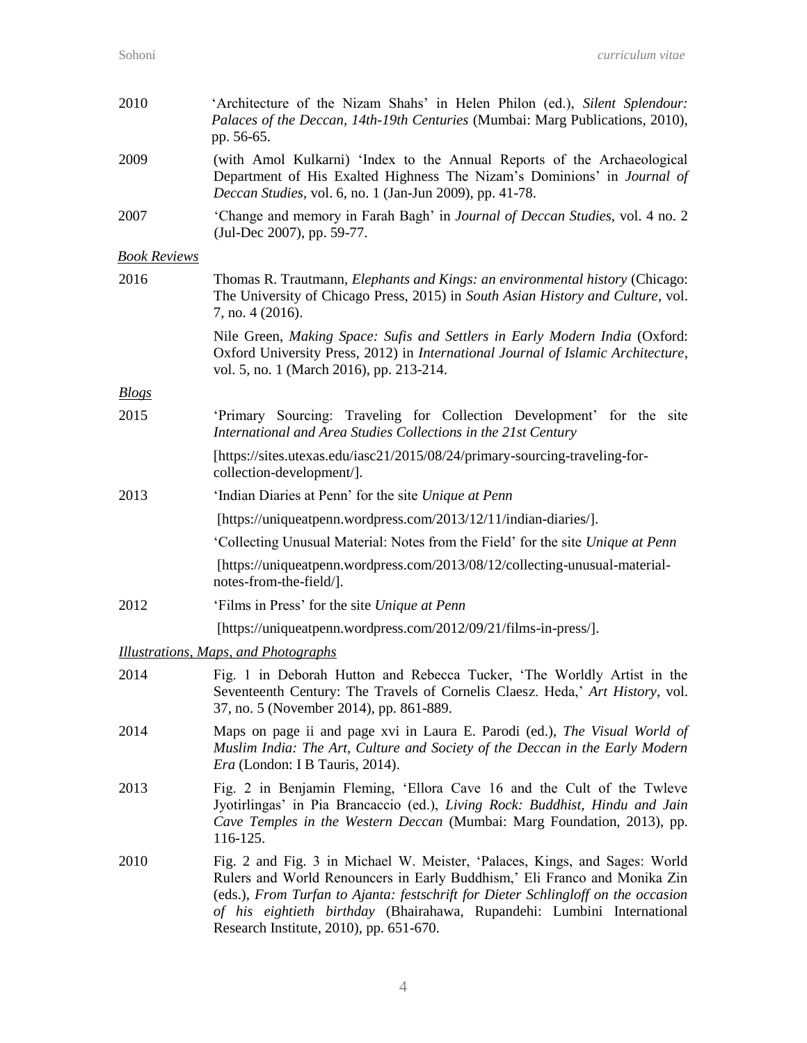2010 'Architecture of the Nizam Shahs' in Helen Philon (ed.), *Silent Splendour: Palaces of the Deccan, 14th-19th Centuries* (Mumbai: Marg Publications, 2010), pp. 56-65.

2009 (with Amol Kulkarni) 'Index to the Annual Reports of the Archaeological Department of His Exalted Highness The Nizam's Dominions' in *Journal of Deccan Studies*, vol. 6, no. 1 (Jan-Jun 2009), pp. 41-78.

2007 'Change and memory in Farah Bagh' in *Journal of Deccan Studies*, vol. 4 no. 2 (Jul-Dec 2007), pp. 59-77.

*Book Reviews*

2016 Thomas R. Trautmann, *Elephants and Kings: an environmental history* (Chicago: The University of Chicago Press, 2015) in *South Asian History and Culture*, vol. 7, no. 4 (2016).

Nile Green, *Making Space: Sufis and Settlers in Early Modern India* (Oxford: Oxford University Press, 2012) in *International Journal of Islamic Architecture*, vol. 5, no. 1 (March 2016), pp. 213-214.

*Blogs*

2015 'Primary Sourcing: Traveling for Collection Development' for the site *International and Area Studies Collections in the 21st Century*

[https://sites.utexas.edu/iasc21/2015/08/24/primary-sourcing-traveling-for-collection-development/].

2013 'Indian Diaries at Penn' for the site *Unique at Penn*

[https://uniqueatpenn.wordpress.com/2013/12/11/indian-diaries/].

'Collecting Unusual Material: Notes from the Field' for the site *Unique at Penn*

[https://uniqueatpenn.wordpress.com/2013/08/12/collecting-unusual-material-notes-from-the-field/].

2012 'Films in Press' for the site *Unique at Penn*

[https://uniqueatpenn.wordpress.com/2012/09/21/films-in-press/].

*Illustrations, Maps, and Photographs*

2014 Fig. 1 in Deborah Hutton and Rebecca Tucker, 'The Worldly Artist in the Seventeenth Century: The Travels of Cornelis Claesz. Heda,' *Art History*, vol. 37, no. 5 (November 2014), pp. 861-889.

2014 Maps on page ii and page xvi in Laura E. Parodi (ed.), *The Visual World of Muslim India: The Art, Culture and Society of the Deccan in the Early Modern Era* (London: I B Tauris, 2014).

2013 Fig. 2 in Benjamin Fleming, 'Ellora Cave 16 and the Cult of the Twleve Jyotirlingas' in Pia Brancaccio (ed.), *Living Rock: Buddhist, Hindu and Jain Cave Temples in the Western Deccan* (Mumbai: Marg Foundation, 2013), pp. 116-125.

2010 Fig. 2 and Fig. 3 in Michael W. Meister, 'Palaces, Kings, and Sages: World Rulers and World Renouncers in Early Buddhism,' Eli Franco and Monika Zin (eds.), *From Turfan to Ajanta: festschrift for Dieter Schlingloff on the occasion of his eightieth birthday* (Bhairahawa, Rupandehi: Lumbini International Research Institute, 2010), pp. 651-670.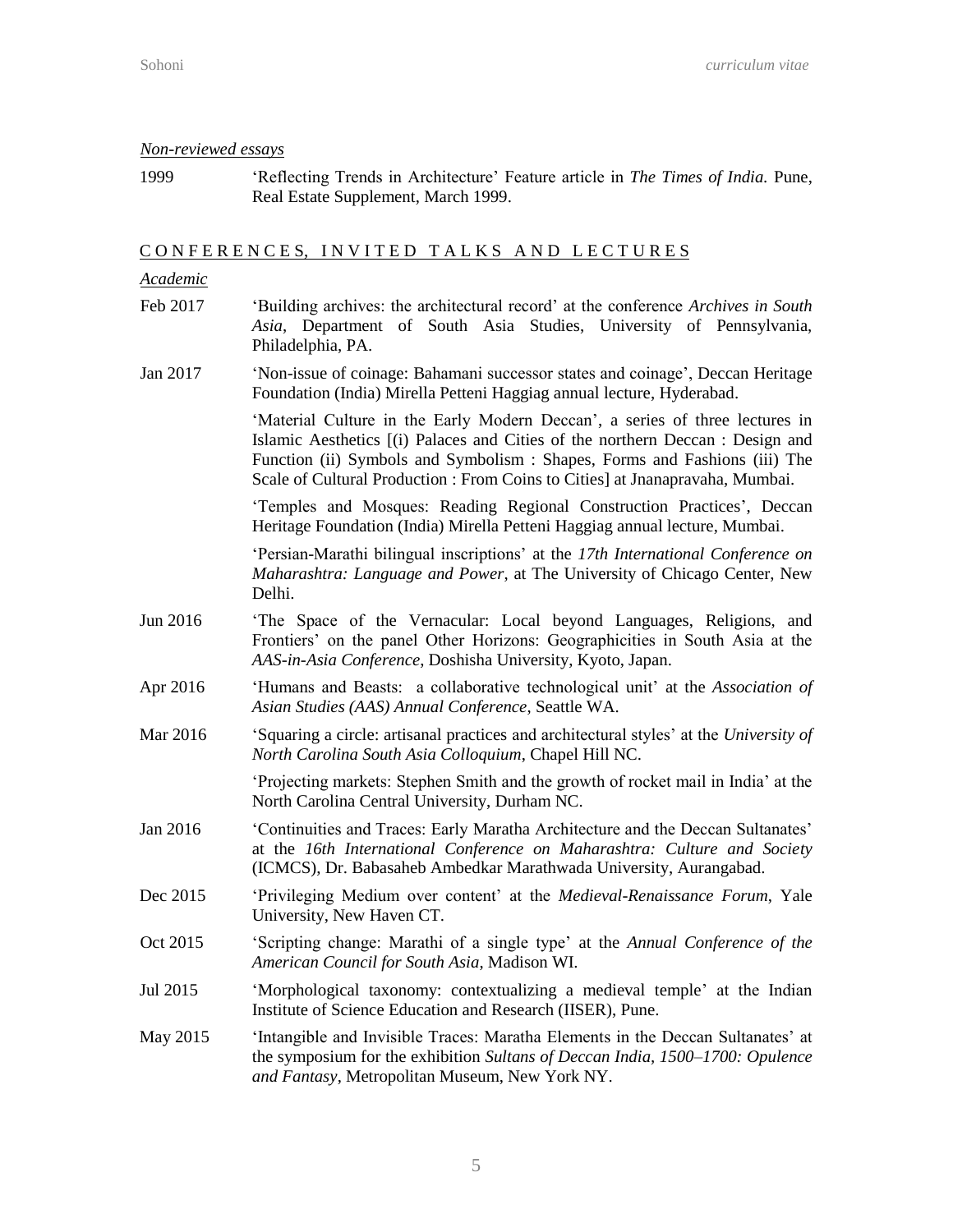*Non-reviewed essays*

1999 — 'Reflecting Trends in Architecture' Feature article in *The Times of India.* Pune, Real Estate Supplement, March 1999.

## CONFERENCES, INVITED TALKS AND LECTURES

*Academic*

Feb 2017 — 'Building archives: the architectural record' at the conference *Archives in South Asia*, Department of South Asia Studies, University of Pennsylvania, Philadelphia, PA.

Jan 2017 — 'Non-issue of coinage: Bahamani successor states and coinage', Deccan Heritage Foundation (India) Mirella Petteni Haggiag annual lecture, Hyderabad.

'Material Culture in the Early Modern Deccan', a series of three lectures in Islamic Aesthetics [(i) Palaces and Cities of the northern Deccan : Design and Function (ii) Symbols and Symbolism : Shapes, Forms and Fashions (iii) The Scale of Cultural Production : From Coins to Cities] at Jnanapravaha, Mumbai.

'Temples and Mosques: Reading Regional Construction Practices', Deccan Heritage Foundation (India) Mirella Petteni Haggiag annual lecture, Mumbai.

'Persian-Marathi bilingual inscriptions' at the *17th International Conference on Maharashtra: Language and Power*, at The University of Chicago Center, New Delhi.

Jun 2016 — 'The Space of the Vernacular: Local beyond Languages, Religions, and Frontiers' on the panel Other Horizons: Geographicities in South Asia at the *AAS-in-Asia Conference*, Doshisha University, Kyoto, Japan.

Apr 2016 — 'Humans and Beasts: a collaborative technological unit' at the *Association of Asian Studies (AAS) Annual Conference*, Seattle WA.

Mar 2016 — 'Squaring a circle: artisanal practices and architectural styles' at the *University of North Carolina South Asia Colloquium*, Chapel Hill NC.

'Projecting markets: Stephen Smith and the growth of rocket mail in India' at the North Carolina Central University, Durham NC.

Jan 2016 — 'Continuities and Traces: Early Maratha Architecture and the Deccan Sultanates' at the *16th International Conference on Maharashtra: Culture and Society* (ICMCS), Dr. Babasaheb Ambedkar Marathwada University, Aurangabad.

Dec 2015 — 'Privileging Medium over content' at the *Medieval-Renaissance Forum*, Yale University, New Haven CT.

Oct 2015 — 'Scripting change: Marathi of a single type' at the *Annual Conference of the American Council for South Asia*, Madison WI.

Jul 2015 — 'Morphological taxonomy: contextualizing a medieval temple' at the Indian Institute of Science Education and Research (IISER), Pune.

May 2015 — 'Intangible and Invisible Traces: Maratha Elements in the Deccan Sultanates' at the symposium for the exhibition *Sultans of Deccan India, 1500–1700: Opulence and Fantasy*, Metropolitan Museum, New York NY.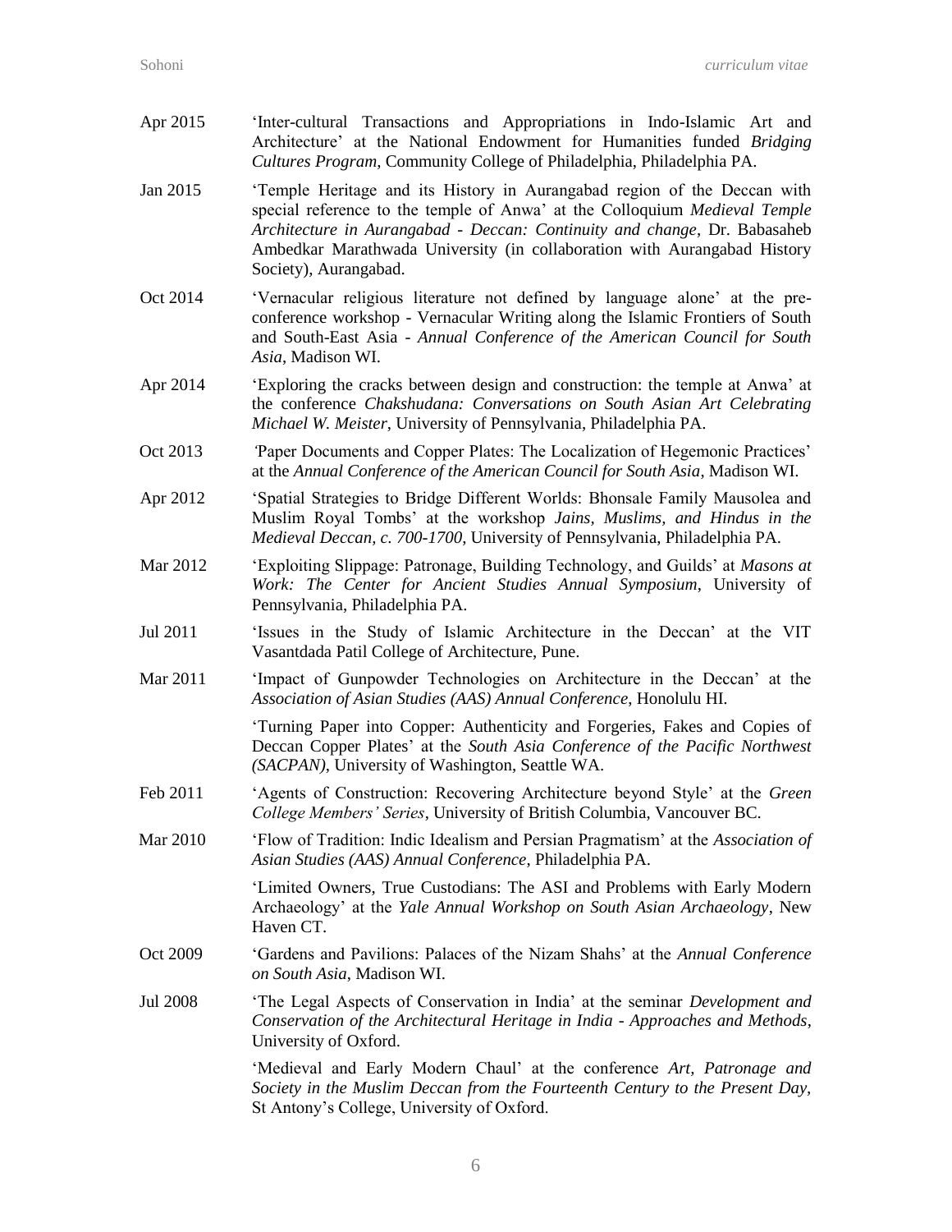Apr 2015 ‘Inter-cultural Transactions and Appropriations in Indo-Islamic Art and Architecture’ at the National Endowment for Humanities funded *Bridging Cultures Program*, Community College of Philadelphia, Philadelphia PA.

Jan 2015 ‘Temple Heritage and its History in Aurangabad region of the Deccan with special reference to the temple of Anwa’ at the Colloquium *Medieval Temple Architecture in Aurangabad - Deccan: Continuity and change*, Dr. Babasaheb Ambedkar Marathwada University (in collaboration with Aurangabad History Society), Aurangabad.

Oct 2014 ‘Vernacular religious literature not defined by language alone’ at the pre-conference workshop - Vernacular Writing along the Islamic Frontiers of South and South-East Asia - *Annual Conference of the American Council for South Asia*, Madison WI.

Apr 2014 ‘Exploring the cracks between design and construction: the temple at Anwa’ at the conference *Chakshudana: Conversations on South Asian Art Celebrating Michael W. Meister*, University of Pennsylvania, Philadelphia PA.

Oct 2013 ‘Paper Documents and Copper Plates: The Localization of Hegemonic Practices’ at the *Annual Conference of the American Council for South Asia*, Madison WI.

Apr 2012 ‘Spatial Strategies to Bridge Different Worlds: Bhonsale Family Mausolea and Muslim Royal Tombs’ at the workshop *Jains, Muslims, and Hindus in the Medieval Deccan, c. 700-1700*, University of Pennsylvania, Philadelphia PA.

Mar 2012 ‘Exploiting Slippage: Patronage, Building Technology, and Guilds’ at *Masons at Work: The Center for Ancient Studies Annual Symposium*, University of Pennsylvania, Philadelphia PA.

Jul 2011 ‘Issues in the Study of Islamic Architecture in the Deccan’ at the VIT Vasantdada Patil College of Architecture, Pune.

Mar 2011 ‘Impact of Gunpowder Technologies on Architecture in the Deccan’ at the *Association of Asian Studies (AAS) Annual Conference*, Honolulu HI.

‘Turning Paper into Copper: Authenticity and Forgeries, Fakes and Copies of Deccan Copper Plates’ at the *South Asia Conference of the Pacific Northwest (SACPAN)*, University of Washington, Seattle WA.

Feb 2011 ‘Agents of Construction: Recovering Architecture beyond Style’ at the *Green College Members’ Series*, University of British Columbia, Vancouver BC.

Mar 2010 ‘Flow of Tradition: Indic Idealism and Persian Pragmatism’ at the *Association of Asian Studies (AAS) Annual Conference*, Philadelphia PA.

‘Limited Owners, True Custodians: The ASI and Problems with Early Modern Archaeology’ at the *Yale Annual Workshop on South Asian Archaeology*, New Haven CT.

Oct 2009 ‘Gardens and Pavilions: Palaces of the Nizam Shahs’ at the *Annual Conference on South Asia*, Madison WI.

Jul 2008 ‘The Legal Aspects of Conservation in India’ at the seminar *Development and Conservation of the Architectural Heritage in India - Approaches and Methods*, University of Oxford.

‘Medieval and Early Modern Chaul’ at the conference *Art, Patronage and Society in the Muslim Deccan from the Fourteenth Century to the Present Day*, St Antony’s College, University of Oxford.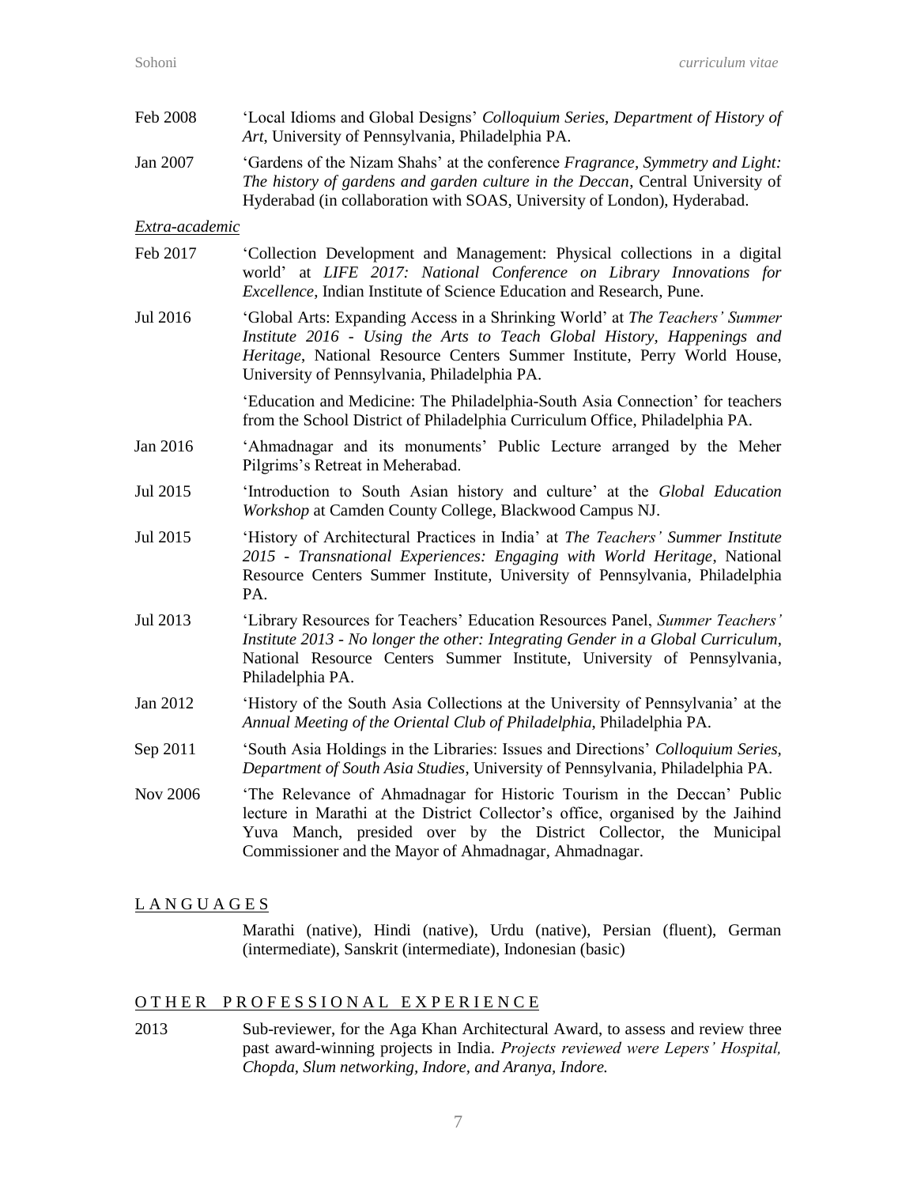Feb 2008 — 'Local Idioms and Global Designs' *Colloquium Series, Department of History of Art*, University of Pennsylvania, Philadelphia PA.

Jan 2007 — 'Gardens of the Nizam Shahs' at the conference *Fragrance, Symmetry and Light: The history of gardens and garden culture in the Deccan*, Central University of Hyderabad (in collaboration with SOAS, University of London), Hyderabad.

*Extra-academic*

Feb 2017 — 'Collection Development and Management: Physical collections in a digital world' at *LIFE 2017: National Conference on Library Innovations for Excellence*, Indian Institute of Science Education and Research, Pune.

Jul 2016 — 'Global Arts: Expanding Access in a Shrinking World' at *The Teachers' Summer Institute 2016 - Using the Arts to Teach Global History, Happenings and Heritage*, National Resource Centers Summer Institute, Perry World House, University of Pennsylvania, Philadelphia PA.

'Education and Medicine: The Philadelphia-South Asia Connection' for teachers from the School District of Philadelphia Curriculum Office, Philadelphia PA.

Jan 2016 — 'Ahmadnagar and its monuments' Public Lecture arranged by the Meher Pilgrims's Retreat in Meherabad.

Jul 2015 — 'Introduction to South Asian history and culture' at the *Global Education Workshop* at Camden County College, Blackwood Campus NJ.

Jul 2015 — 'History of Architectural Practices in India' at *The Teachers' Summer Institute 2015 - Transnational Experiences: Engaging with World Heritage*, National Resource Centers Summer Institute, University of Pennsylvania, Philadelphia PA.

Jul 2013 — 'Library Resources for Teachers' Education Resources Panel, *Summer Teachers' Institute 2013 - No longer the other: Integrating Gender in a Global Curriculum*, National Resource Centers Summer Institute, University of Pennsylvania, Philadelphia PA.

Jan 2012 — 'History of the South Asia Collections at the University of Pennsylvania' at the *Annual Meeting of the Oriental Club of Philadelphia*, Philadelphia PA.

Sep 2011 — 'South Asia Holdings in the Libraries: Issues and Directions' *Colloquium Series, Department of South Asia Studies*, University of Pennsylvania, Philadelphia PA.

Nov 2006 — 'The Relevance of Ahmadnagar for Historic Tourism in the Deccan' Public lecture in Marathi at the District Collector's office, organised by the Jaihind Yuva Manch, presided over by the District Collector, the Municipal Commissioner and the Mayor of Ahmadnagar, Ahmadnagar.

## LANGUAGES

Marathi (native), Hindi (native), Urdu (native), Persian (fluent), German (intermediate), Sanskrit (intermediate), Indonesian (basic)

## OTHER PROFESSIONAL EXPERIENCE

2013 — Sub-reviewer, for the Aga Khan Architectural Award, to assess and review three past award-winning projects in India. *Projects reviewed were Lepers' Hospital, Chopda, Slum networking, Indore, and Aranya, Indore.*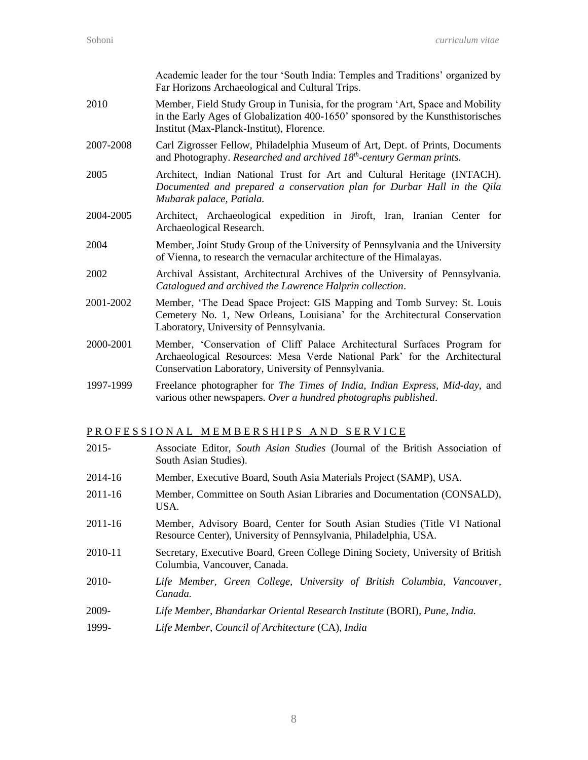| | |
|---|---|
| | Academic leader for the tour 'South India: Temples and Traditions' organized by Far Horizons Archaeological and Cultural Trips. |
| 2010 | Member, Field Study Group in Tunisia, for the program 'Art, Space and Mobility in the Early Ages of Globalization 400-1650' sponsored by the Kunsthistorisches Institut (Max-Planck-Institut), Florence. |
| 2007-2008 | Carl Zigrosser Fellow, Philadelphia Museum of Art, Dept. of Prints, Documents and Photography. *Researched and archived 18th-century German prints.* |
| 2005 | Architect, Indian National Trust for Art and Cultural Heritage (INTACH). *Documented and prepared a conservation plan for Durbar Hall in the Qila Mubarak palace, Patiala.* |
| 2004-2005 | Architect, Archaeological expedition in Jiroft, Iran, Iranian Center for Archaeological Research. |
| 2004 | Member, Joint Study Group of the University of Pennsylvania and the University of Vienna, to research the vernacular architecture of the Himalayas. |
| 2002 | Archival Assistant, Architectural Archives of the University of Pennsylvania. *Catalogued and archived the Lawrence Halprin collection*. |
| 2001-2002 | Member, 'The Dead Space Project: GIS Mapping and Tomb Survey: St. Louis Cemetery No. 1, New Orleans, Louisiana' for the Architectural Conservation Laboratory, University of Pennsylvania. |
| 2000-2001 | Member, 'Conservation of Cliff Palace Architectural Surfaces Program for Archaeological Resources: Mesa Verde National Park' for the Architectural Conservation Laboratory, University of Pennsylvania. |
| 1997-1999 | Freelance photographer for *The Times of India*, *Indian Express*, *Mid-day*, and various other newspapers. *Over a hundred photographs published*. |

## PROFESSIONAL MEMBERSHIPS AND SERVICE

| | |
|---|---|
| 2015- | Associate Editor, *South Asian Studies* (Journal of the British Association of South Asian Studies). |
| 2014-16 | Member, Executive Board, South Asia Materials Project (SAMP), USA. |
| 2011-16 | Member, Committee on South Asian Libraries and Documentation (CONSALD), USA. |
| 2011-16 | Member, Advisory Board, Center for South Asian Studies (Title VI National Resource Center), University of Pennsylvania, Philadelphia, USA. |
| 2010-11 | Secretary, Executive Board, Green College Dining Society, University of British Columbia, Vancouver, Canada. |
| 2010- | *Life Member, Green College, University of British Columbia, Vancouver, Canada.* |
| 2009- | *Life Member, Bhandarkar Oriental Research Institute* (BORI), *Pune, India.* |
| 1999- | *Life Member, Council of Architecture* (CA), *India* |